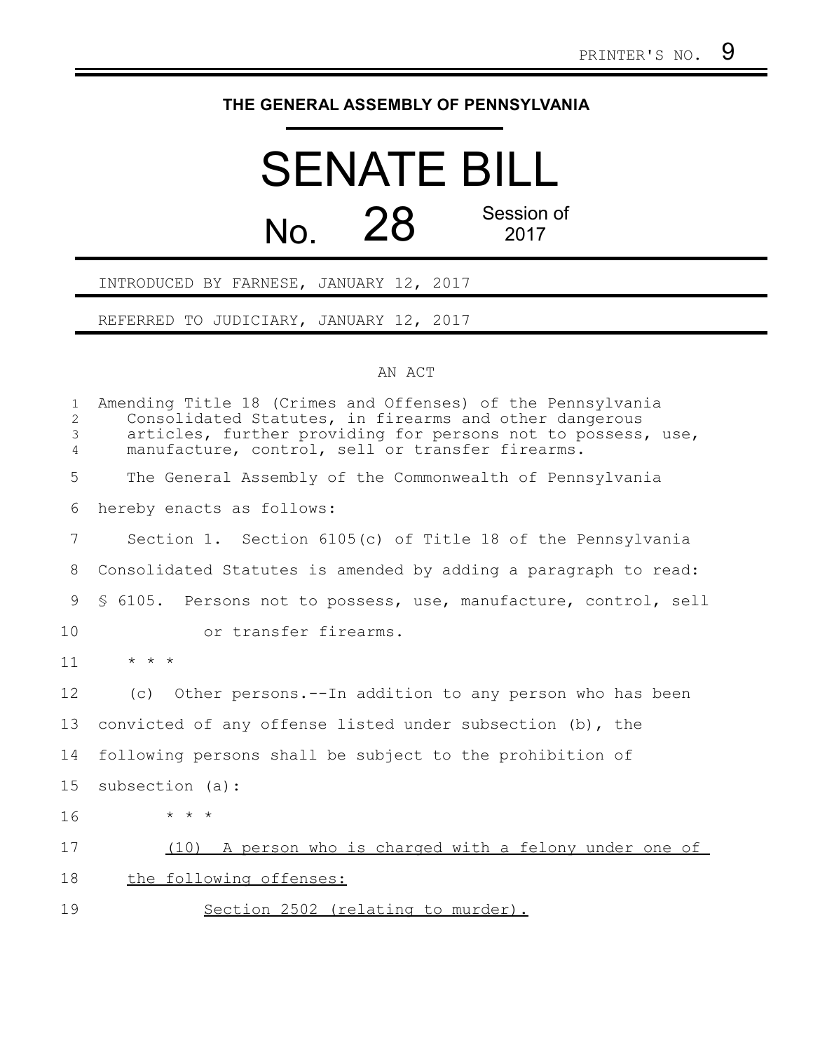PRINTER'S NO. 9

**THE GENERAL ASSEMBLY OF PENNSYLVANIA**

# SENATE BILL

## No. 28 Session of 2017

INTRODUCED BY FARNESE, JANUARY 12, 2017

REFERRED TO JUDICIARY, JANUARY 12, 2017

AN ACT

Amending Title 18 (Crimes and Offenses) of the Pennsylvania Consolidated Statutes, in firearms and other dangerous articles, further providing for persons not to possess, use, manufacture, control, sell or transfer firearms.

The General Assembly of the Commonwealth of Pennsylvania hereby enacts as follows:

Section 1. Section 6105(c) of Title 18 of the Pennsylvania Consolidated Statutes is amended by adding a paragraph to read:

§ 6105. Persons not to possess, use, manufacture, control, sell or transfer firearms.

* * *

(c) Other persons.--In addition to any person who has been convicted of any offense listed under subsection (b), the following persons shall be subject to the prohibition of subsection (a):

* * *

<u>(10) A person who is charged with a felony under one of the following offenses:</u>

<u>Section 2502 (relating to murder).</u>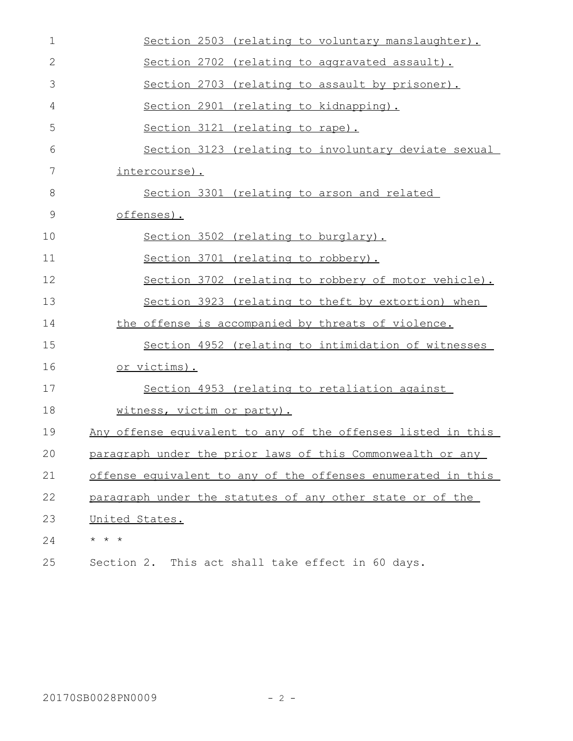Section 2503 (relating to voluntary manslaughter).

Section 2702 (relating to aggravated assault).

Section 2703 (relating to assault by prisoner).

Section 2901 (relating to kidnapping).

Section 3121 (relating to rape).

Section 3123 (relating to involuntary deviate sexual intercourse).

Section 3301 (relating to arson and related offenses).

Section 3502 (relating to burglary).

Section 3701 (relating to robbery).

Section 3702 (relating to robbery of motor vehicle).

Section 3923 (relating to theft by extortion) when the offense is accompanied by threats of violence.

Section 4952 (relating to intimidation of witnesses or victims).

Section 4953 (relating to retaliation against witness, victim or party).

Any offense equivalent to any of the offenses listed in this paragraph under the prior laws of this Commonwealth or any offense equivalent to any of the offenses enumerated in this paragraph under the statutes of any other state or of the United States.

* * *

Section 2. This act shall take effect in 60 days.